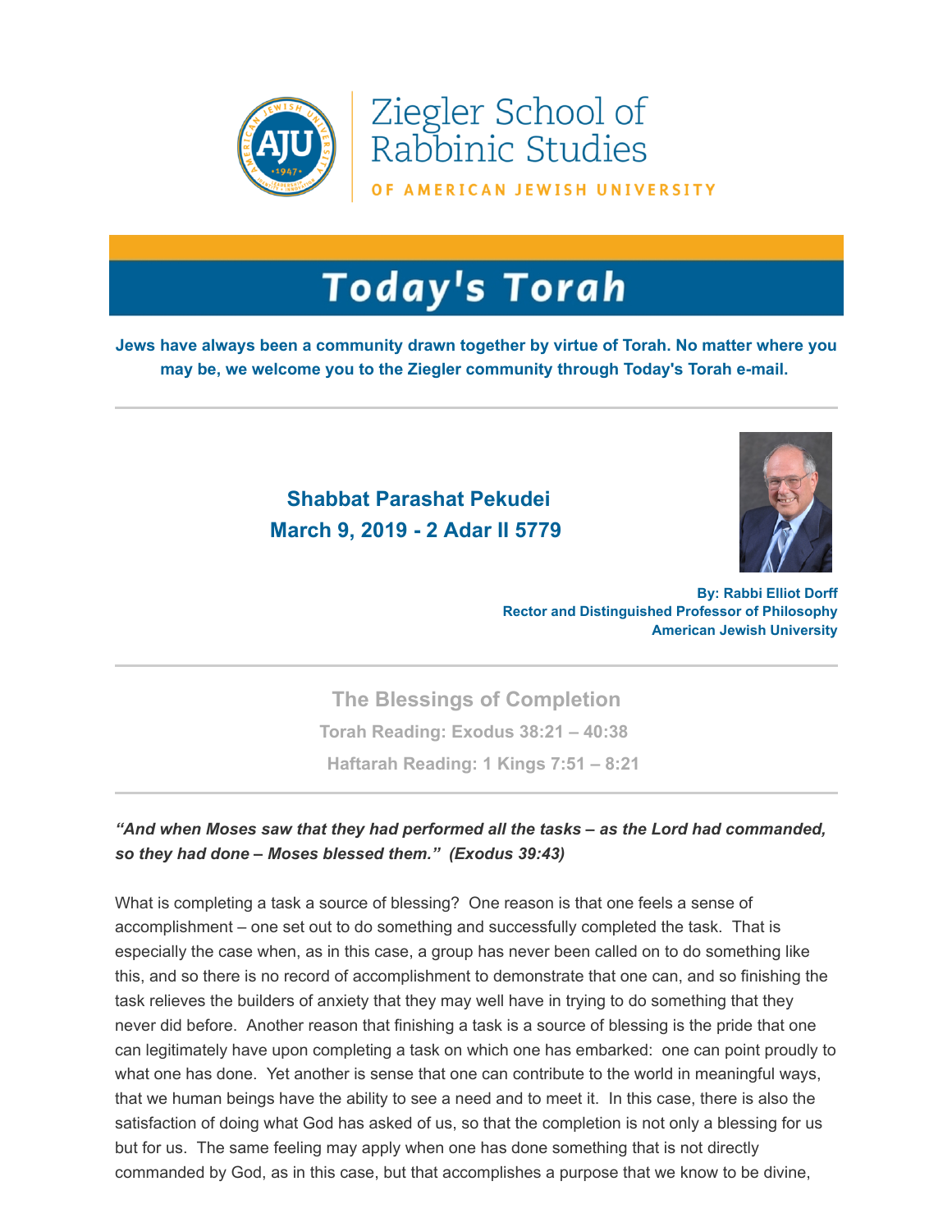Ziegler School of Rabbinic Studies

OF AMERICAN JEWISH UNIVERSITY

# Today's Torah

**Jews have always been a community drawn together by virtue of Torah. No matter where you may be, we welcome you to the Ziegler community through Today's Torah e-mail.**

## Shabbat Parashat Pekudei
## March 9, 2019 - 2 Adar II 5779

**By: Rabbi Elliot Dorff**
**Rector and Distinguished Professor of Philosophy**
**American Jewish University**

## The Blessings of Completion

**Torah Reading: Exodus 38:21 – 40:38**

**Haftarah Reading: 1 Kings 7:51 – 8:21**

***"And when Moses saw that they had performed all the tasks – as the Lord had commanded, so they had done – Moses blessed them." (Exodus 39:43)***

What is completing a task a source of blessing? One reason is that one feels a sense of accomplishment – one set out to do something and successfully completed the task. That is especially the case when, as in this case, a group has never been called on to do something like this, and so there is no record of accomplishment to demonstrate that one can, and so finishing the task relieves the builders of anxiety that they may well have in trying to do something that they never did before. Another reason that finishing a task is a source of blessing is the pride that one can legitimately have upon completing a task on which one has embarked: one can point proudly to what one has done. Yet another is sense that one can contribute to the world in meaningful ways, that we human beings have the ability to see a need and to meet it. In this case, there is also the satisfaction of doing what God has asked of us, so that the completion is not only a blessing for us but for us. The same feeling may apply when one has done something that is not directly commanded by God, as in this case, but that accomplishes a purpose that we know to be divine,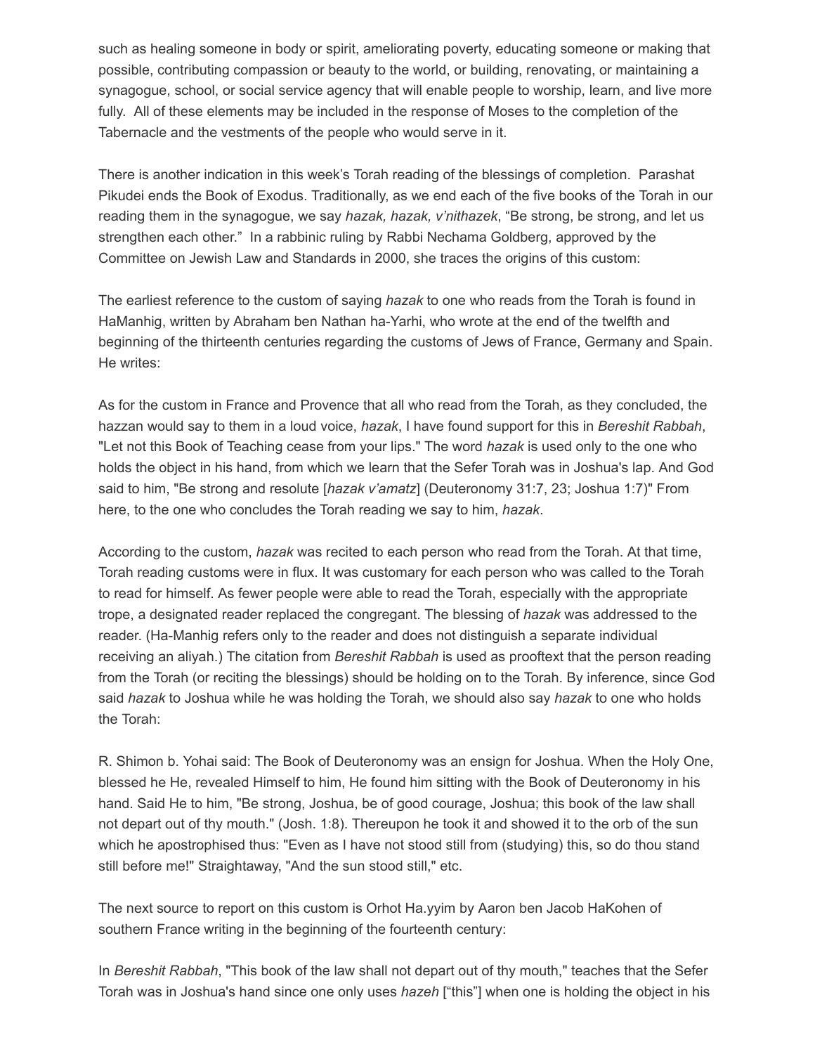such as healing someone in body or spirit, ameliorating poverty, educating someone or making that possible, contributing compassion or beauty to the world, or building, renovating, or maintaining a synagogue, school, or social service agency that will enable people to worship, learn, and live more fully. All of these elements may be included in the response of Moses to the completion of the Tabernacle and the vestments of the people who would serve in it.

There is another indication in this week's Torah reading of the blessings of completion. Parashat Pikudei ends the Book of Exodus. Traditionally, as we end each of the five books of the Torah in our reading them in the synagogue, we say *hazak, hazak, v'nithazek*, "Be strong, be strong, and let us strengthen each other." In a rabbinic ruling by Rabbi Nechama Goldberg, approved by the Committee on Jewish Law and Standards in 2000, she traces the origins of this custom:

The earliest reference to the custom of saying *hazak* to one who reads from the Torah is found in HaManhig, written by Abraham ben Nathan ha-Yarhi, who wrote at the end of the twelfth and beginning of the thirteenth centuries regarding the customs of Jews of France, Germany and Spain. He writes:

As for the custom in France and Provence that all who read from the Torah, as they concluded, the hazzan would say to them in a loud voice, *hazak*, I have found support for this in *Bereshit Rabbah*, "Let not this Book of Teaching cease from your lips." The word *hazak* is used only to the one who holds the object in his hand, from which we learn that the Sefer Torah was in Joshua's lap. And God said to him, "Be strong and resolute [*hazak v'amatz*] (Deuteronomy 31:7, 23; Joshua 1:7)" From here, to the one who concludes the Torah reading we say to him, *hazak*.

According to the custom, *hazak* was recited to each person who read from the Torah. At that time, Torah reading customs were in flux. It was customary for each person who was called to the Torah to read for himself. As fewer people were able to read the Torah, especially with the appropriate trope, a designated reader replaced the congregant. The blessing of *hazak* was addressed to the reader. (Ha-Manhig refers only to the reader and does not distinguish a separate individual receiving an aliyah.) The citation from *Bereshit Rabbah* is used as prooftext that the person reading from the Torah (or reciting the blessings) should be holding on to the Torah. By inference, since God said *hazak* to Joshua while he was holding the Torah, we should also say *hazak* to one who holds the Torah:

R. Shimon b. Yohai said: The Book of Deuteronomy was an ensign for Joshua. When the Holy One, blessed he He, revealed Himself to him, He found him sitting with the Book of Deuteronomy in his hand. Said He to him, "Be strong, Joshua, be of good courage, Joshua; this book of the law shall not depart out of thy mouth." (Josh. 1:8). Thereupon he took it and showed it to the orb of the sun which he apostrophised thus: "Even as I have not stood still from (studying) this, so do thou stand still before me!" Straightaway, "And the sun stood still," etc.

The next source to report on this custom is Orhot Ha.yyim by Aaron ben Jacob HaKohen of southern France writing in the beginning of the fourteenth century:

In *Bereshit Rabbah*, "This book of the law shall not depart out of thy mouth," teaches that the Sefer Torah was in Joshua's hand since one only uses *hazeh* ["this"] when one is holding the object in his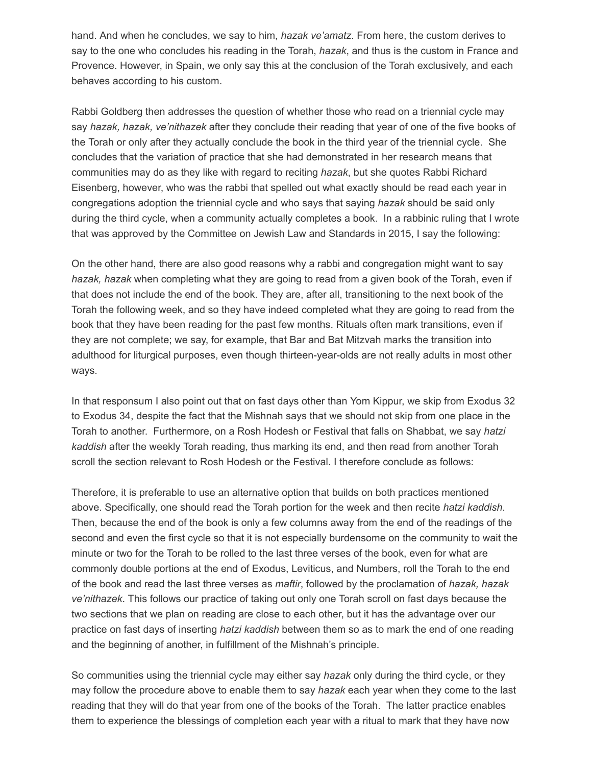hand. And when he concludes, we say to him, *hazak ve'amatz*. From here, the custom derives to say to the one who concludes his reading in the Torah, *hazak*, and thus is the custom in France and Provence. However, in Spain, we only say this at the conclusion of the Torah exclusively, and each behaves according to his custom.

Rabbi Goldberg then addresses the question of whether those who read on a triennial cycle may say *hazak, hazak, ve'nithazek* after they conclude their reading that year of one of the five books of the Torah or only after they actually conclude the book in the third year of the triennial cycle. She concludes that the variation of practice that she had demonstrated in her research means that communities may do as they like with regard to reciting *hazak*, but she quotes Rabbi Richard Eisenberg, however, who was the rabbi that spelled out what exactly should be read each year in congregations adoption the triennial cycle and who says that saying *hazak* should be said only during the third cycle, when a community actually completes a book. In a rabbinic ruling that I wrote that was approved by the Committee on Jewish Law and Standards in 2015, I say the following:

On the other hand, there are also good reasons why a rabbi and congregation might want to say *hazak, hazak* when completing what they are going to read from a given book of the Torah, even if that does not include the end of the book. They are, after all, transitioning to the next book of the Torah the following week, and so they have indeed completed what they are going to read from the book that they have been reading for the past few months. Rituals often mark transitions, even if they are not complete; we say, for example, that Bar and Bat Mitzvah marks the transition into adulthood for liturgical purposes, even though thirteen-year-olds are not really adults in most other ways.

In that responsum I also point out that on fast days other than Yom Kippur, we skip from Exodus 32 to Exodus 34, despite the fact that the Mishnah says that we should not skip from one place in the Torah to another. Furthermore, on a Rosh Hodesh or Festival that falls on Shabbat, we say *hatzi kaddish* after the weekly Torah reading, thus marking its end, and then read from another Torah scroll the section relevant to Rosh Hodesh or the Festival. I therefore conclude as follows:

Therefore, it is preferable to use an alternative option that builds on both practices mentioned above. Specifically, one should read the Torah portion for the week and then recite *hatzi kaddish*. Then, because the end of the book is only a few columns away from the end of the readings of the second and even the first cycle so that it is not especially burdensome on the community to wait the minute or two for the Torah to be rolled to the last three verses of the book, even for what are commonly double portions at the end of Exodus, Leviticus, and Numbers, roll the Torah to the end of the book and read the last three verses as *maftir*, followed by the proclamation of *hazak, hazak ve'nithazek*. This follows our practice of taking out only one Torah scroll on fast days because the two sections that we plan on reading are close to each other, but it has the advantage over our practice on fast days of inserting *hatzi kaddish* between them so as to mark the end of one reading and the beginning of another, in fulfillment of the Mishnah's principle.

So communities using the triennial cycle may either say *hazak* only during the third cycle, or they may follow the procedure above to enable them to say *hazak* each year when they come to the last reading that they will do that year from one of the books of the Torah. The latter practice enables them to experience the blessings of completion each year with a ritual to mark that they have now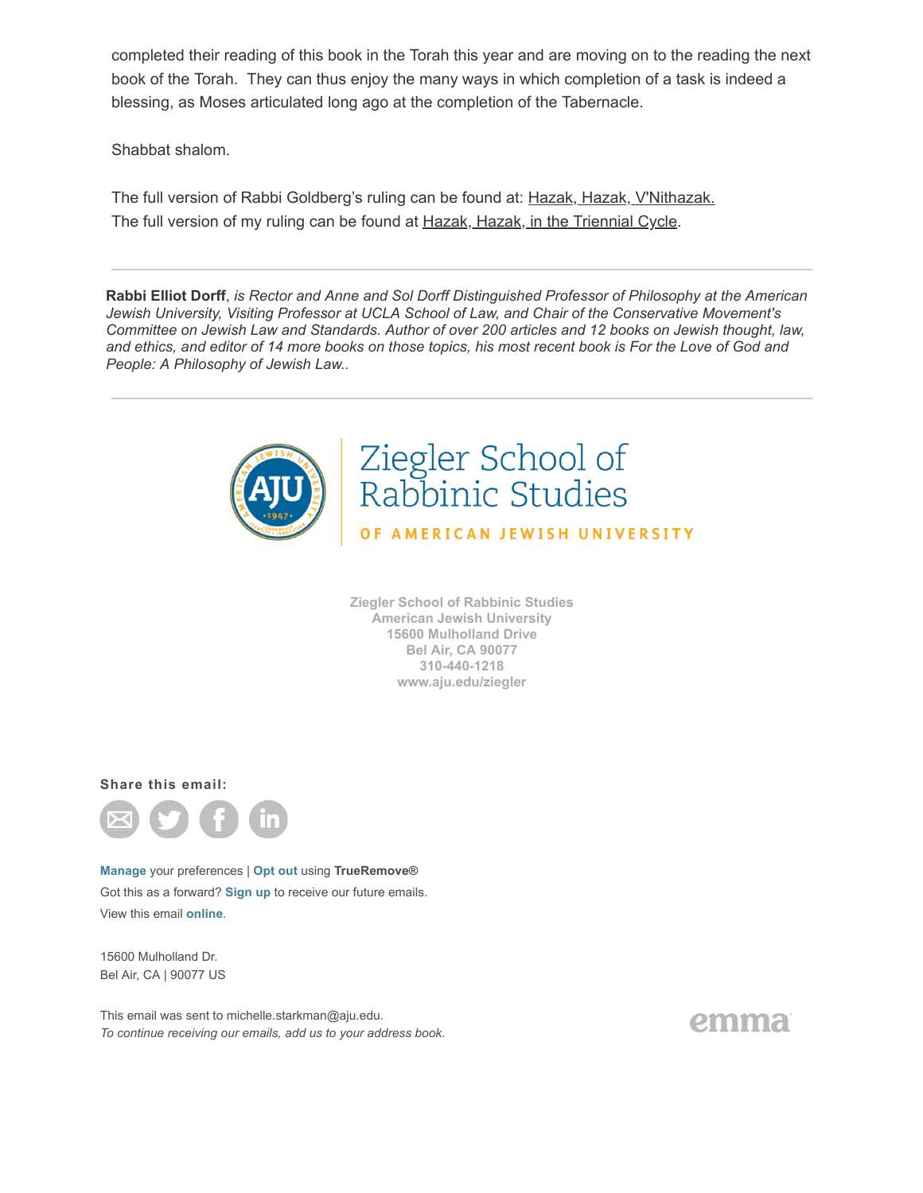completed their reading of this book in the Torah this year and are moving on to the reading the next book of the Torah. They can thus enjoy the many ways in which completion of a task is indeed a blessing, as Moses articulated long ago at the completion of the Tabernacle.

Shabbat shalom.

The full version of Rabbi Goldberg's ruling can be found at: Hazak, Hazak, V'Nithazak.
The full version of my ruling can be found at Hazak, Hazak, in the Triennial Cycle.

---

**Rabbi Elliot Dorff**, *is Rector and Anne and Sol Dorff Distinguished Professor of Philosophy at the American Jewish University, Visiting Professor at UCLA School of Law, and Chair of the Conservative Movement's Committee on Jewish Law and Standards. Author of over 200 articles and 12 books on Jewish thought, law, and ethics, and editor of 14 more books on those topics, his most recent book is For the Love of God and People: A Philosophy of Jewish Law..*

---

Ziegler School of Rabbinic Studies
OF AMERICAN JEWISH UNIVERSITY

**Ziegler School of Rabbinic Studies**
**American Jewish University**
**15600 Mulholland Drive**
**Bel Air, CA 90077**
**310-440-1218**
**www.aju.edu/ziegler**

**Share this email:**

**Manage** your preferences | **Opt out** using **TrueRemove®**
Got this as a forward? **Sign up** to receive our future emails.
View this email **online**.

15600 Mulholland Dr.
Bel Air, CA | 90077 US

This email was sent to michelle.starkman@aju.edu.
*To continue receiving our emails, add us to your address book.*

emma